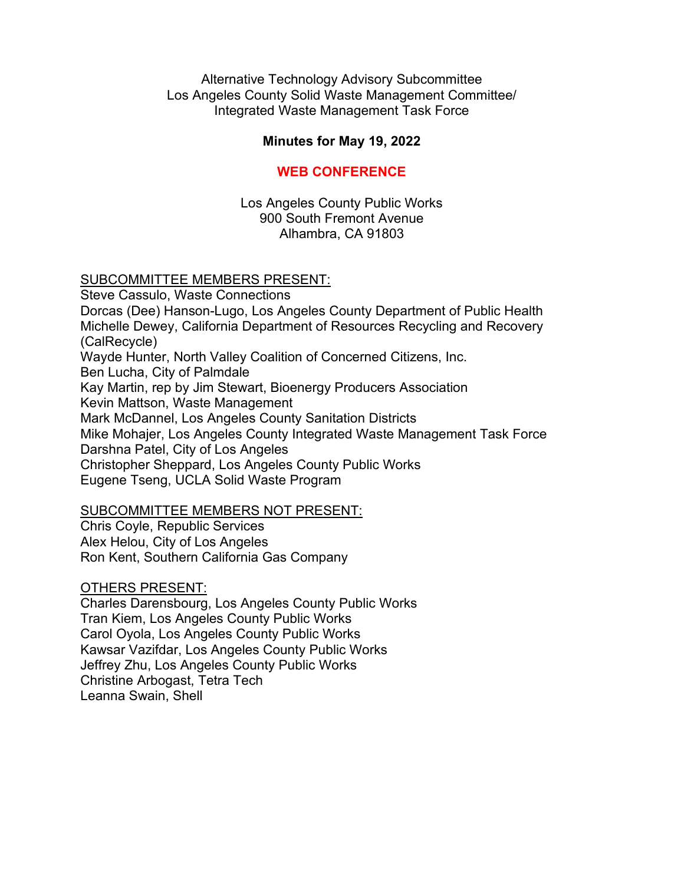Alternative Technology Advisory Subcommittee
Los Angeles County Solid Waste Management Committee/
Integrated Waste Management Task Force

**Minutes for May 19, 2022**

**WEB CONFERENCE**

Los Angeles County Public Works
900 South Fremont Avenue
Alhambra, CA 91803

SUBCOMMITTEE MEMBERS PRESENT:

Steve Cassulo, Waste Connections
Dorcas (Dee) Hanson-Lugo, Los Angeles County Department of Public Health
Michelle Dewey, California Department of Resources Recycling and Recovery (CalRecycle)
Wayde Hunter, North Valley Coalition of Concerned Citizens, Inc.
Ben Lucha, City of Palmdale
Kay Martin, rep by Jim Stewart, Bioenergy Producers Association
Kevin Mattson, Waste Management
Mark McDannel, Los Angeles County Sanitation Districts
Mike Mohajer, Los Angeles County Integrated Waste Management Task Force
Darshna Patel, City of Los Angeles
Christopher Sheppard, Los Angeles County Public Works
Eugene Tseng, UCLA Solid Waste Program

SUBCOMMITTEE MEMBERS NOT PRESENT:

Chris Coyle, Republic Services
Alex Helou, City of Los Angeles
Ron Kent, Southern California Gas Company

OTHERS PRESENT:

Charles Darensbourg, Los Angeles County Public Works
Tran Kiem, Los Angeles County Public Works
Carol Oyola, Los Angeles County Public Works
Kawsar Vazifdar, Los Angeles County Public Works
Jeffrey Zhu, Los Angeles County Public Works
Christine Arbogast, Tetra Tech
Leanna Swain, Shell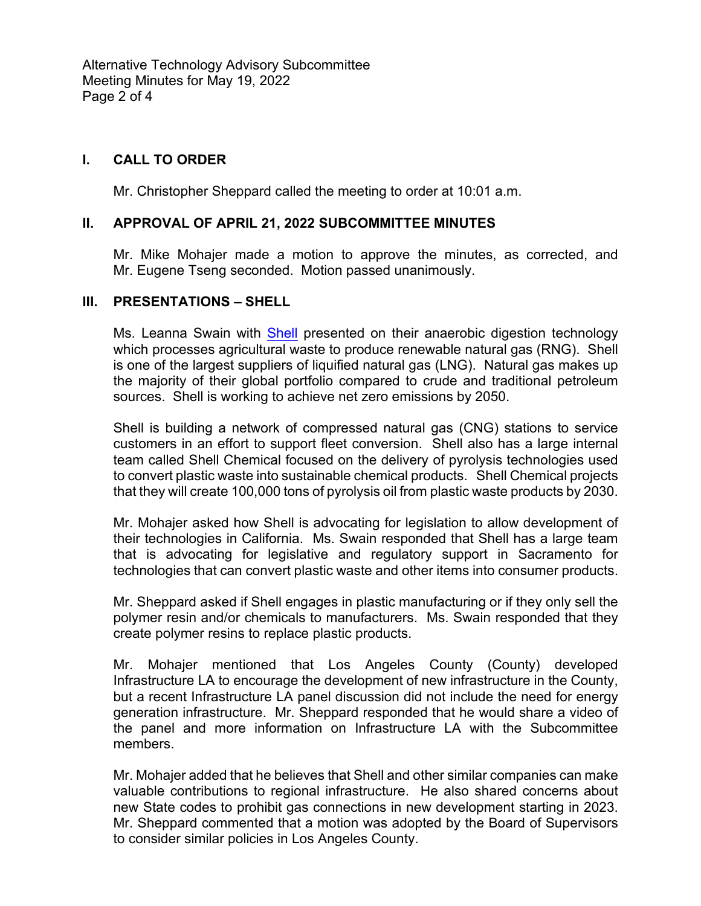## I. CALL TO ORDER

Mr. Christopher Sheppard called the meeting to order at 10:01 a.m.

## II. APPROVAL OF APRIL 21, 2022 SUBCOMMITTEE MINUTES

Mr. Mike Mohajer made a motion to approve the minutes, as corrected, and Mr. Eugene Tseng seconded. Motion passed unanimously.

## III. PRESENTATIONS – SHELL

Ms. Leanna Swain with Shell presented on their anaerobic digestion technology which processes agricultural waste to produce renewable natural gas (RNG). Shell is one of the largest suppliers of liquified natural gas (LNG). Natural gas makes up the majority of their global portfolio compared to crude and traditional petroleum sources. Shell is working to achieve net zero emissions by 2050.

Shell is building a network of compressed natural gas (CNG) stations to service customers in an effort to support fleet conversion. Shell also has a large internal team called Shell Chemical focused on the delivery of pyrolysis technologies used to convert plastic waste into sustainable chemical products. Shell Chemical projects that they will create 100,000 tons of pyrolysis oil from plastic waste products by 2030.

Mr. Mohajer asked how Shell is advocating for legislation to allow development of their technologies in California. Ms. Swain responded that Shell has a large team that is advocating for legislative and regulatory support in Sacramento for technologies that can convert plastic waste and other items into consumer products.

Mr. Sheppard asked if Shell engages in plastic manufacturing or if they only sell the polymer resin and/or chemicals to manufacturers. Ms. Swain responded that they create polymer resins to replace plastic products.

Mr. Mohajer mentioned that Los Angeles County (County) developed Infrastructure LA to encourage the development of new infrastructure in the County, but a recent Infrastructure LA panel discussion did not include the need for energy generation infrastructure. Mr. Sheppard responded that he would share a video of the panel and more information on Infrastructure LA with the Subcommittee members.

Mr. Mohajer added that he believes that Shell and other similar companies can make valuable contributions to regional infrastructure. He also shared concerns about new State codes to prohibit gas connections in new development starting in 2023. Mr. Sheppard commented that a motion was adopted by the Board of Supervisors to consider similar policies in Los Angeles County.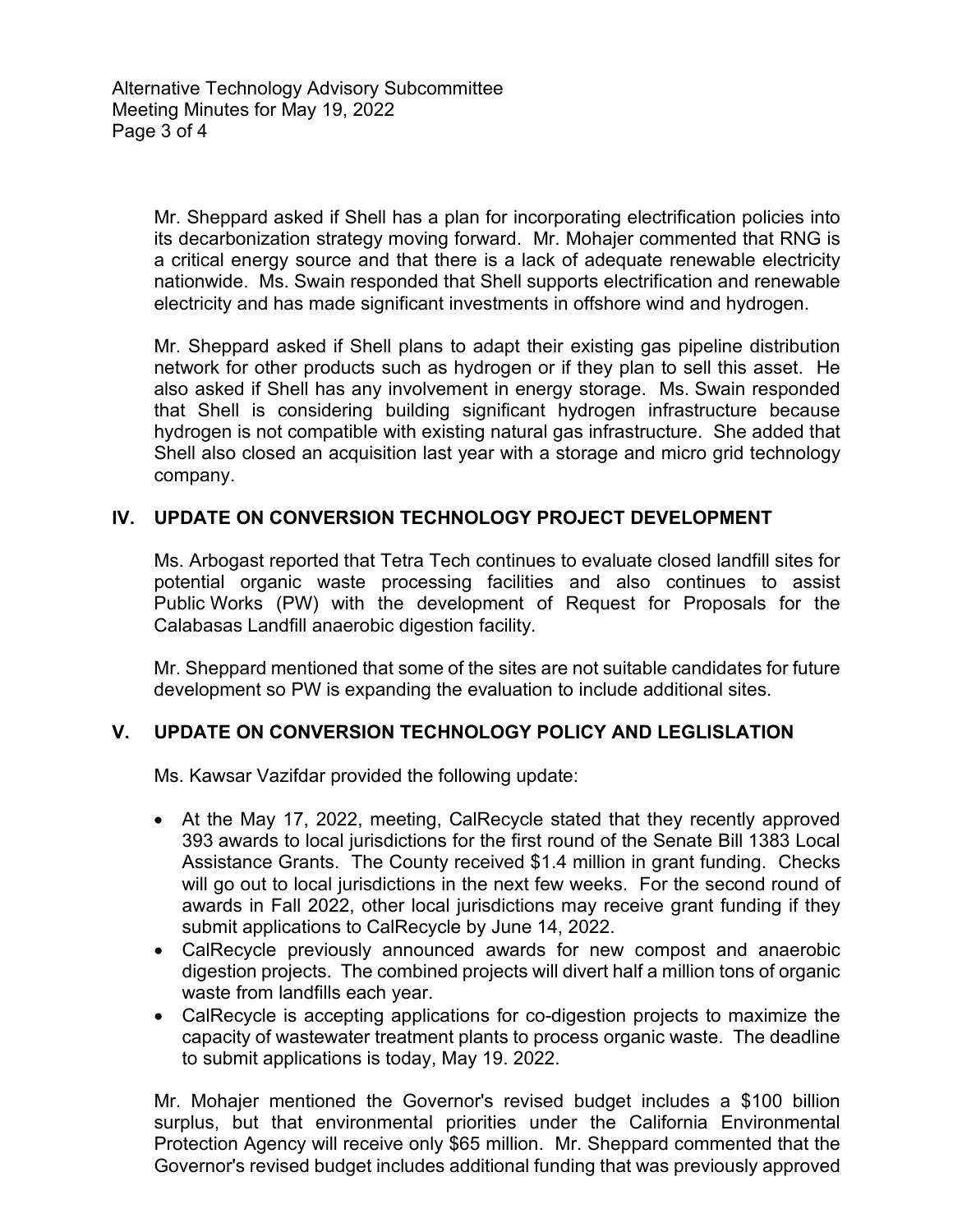Mr. Sheppard asked if Shell has a plan for incorporating electrification policies into its decarbonization strategy moving forward. Mr. Mohajer commented that RNG is a critical energy source and that there is a lack of adequate renewable electricity nationwide. Ms. Swain responded that Shell supports electrification and renewable electricity and has made significant investments in offshore wind and hydrogen.

Mr. Sheppard asked if Shell plans to adapt their existing gas pipeline distribution network for other products such as hydrogen or if they plan to sell this asset. He also asked if Shell has any involvement in energy storage. Ms. Swain responded that Shell is considering building significant hydrogen infrastructure because hydrogen is not compatible with existing natural gas infrastructure. She added that Shell also closed an acquisition last year with a storage and micro grid technology company.

## IV. UPDATE ON CONVERSION TECHNOLOGY PROJECT DEVELOPMENT

Ms. Arbogast reported that Tetra Tech continues to evaluate closed landfill sites for potential organic waste processing facilities and also continues to assist Public Works (PW) with the development of Request for Proposals for the Calabasas Landfill anaerobic digestion facility.

Mr. Sheppard mentioned that some of the sites are not suitable candidates for future development so PW is expanding the evaluation to include additional sites.

## V. UPDATE ON CONVERSION TECHNOLOGY POLICY AND LEGLISLATION

Ms. Kawsar Vazifdar provided the following update:

- At the May 17, 2022, meeting, CalRecycle stated that they recently approved 393 awards to local jurisdictions for the first round of the Senate Bill 1383 Local Assistance Grants. The County received $1.4 million in grant funding. Checks will go out to local jurisdictions in the next few weeks. For the second round of awards in Fall 2022, other local jurisdictions may receive grant funding if they submit applications to CalRecycle by June 14, 2022.
- CalRecycle previously announced awards for new compost and anaerobic digestion projects. The combined projects will divert half a million tons of organic waste from landfills each year.
- CalRecycle is accepting applications for co-digestion projects to maximize the capacity of wastewater treatment plants to process organic waste. The deadline to submit applications is today, May 19. 2022.

Mr. Mohajer mentioned the Governor's revised budget includes a $100 billion surplus, but that environmental priorities under the California Environmental Protection Agency will receive only $65 million. Mr. Sheppard commented that the Governor's revised budget includes additional funding that was previously approved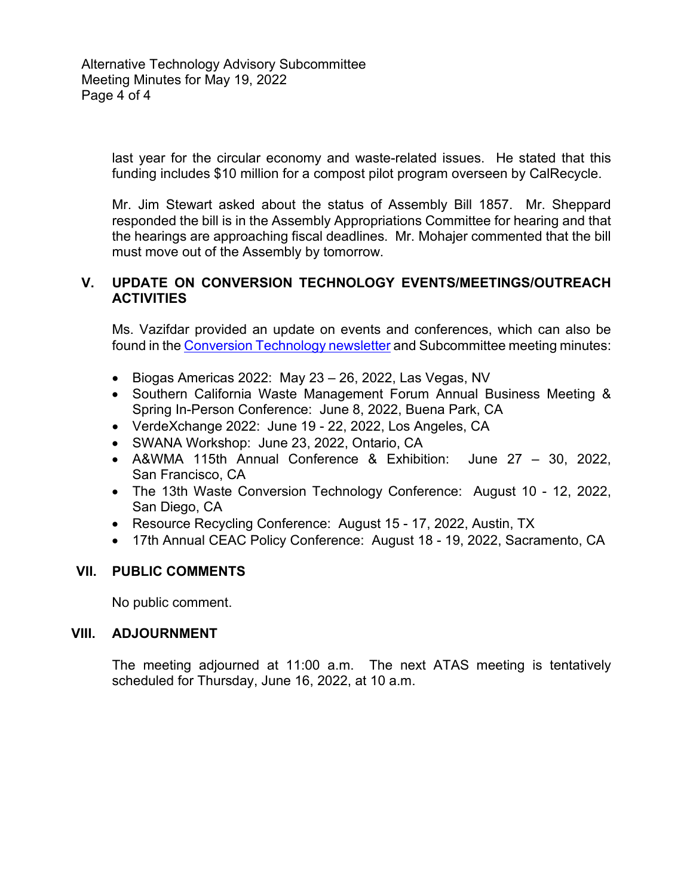last year for the circular economy and waste-related issues. He stated that this funding includes $10 million for a compost pilot program overseen by CalRecycle.

Mr. Jim Stewart asked about the status of Assembly Bill 1857. Mr. Sheppard responded the bill is in the Assembly Appropriations Committee for hearing and that the hearings are approaching fiscal deadlines. Mr. Mohajer commented that the bill must move out of the Assembly by tomorrow.

## V. UPDATE ON CONVERSION TECHNOLOGY EVENTS/MEETINGS/OUTREACH ACTIVITIES

Ms. Vazifdar provided an update on events and conferences, which can also be found in the Conversion Technology newsletter and Subcommittee meeting minutes:

- Biogas Americas 2022: May 23 – 26, 2022, Las Vegas, NV
- Southern California Waste Management Forum Annual Business Meeting & Spring In-Person Conference: June 8, 2022, Buena Park, CA
- VerdeXchange 2022: June 19 - 22, 2022, Los Angeles, CA
- SWANA Workshop: June 23, 2022, Ontario, CA
- A&WMA 115th Annual Conference & Exhibition: June 27 – 30, 2022, San Francisco, CA
- The 13th Waste Conversion Technology Conference: August 10 - 12, 2022, San Diego, CA
- Resource Recycling Conference: August 15 - 17, 2022, Austin, TX
- 17th Annual CEAC Policy Conference: August 18 - 19, 2022, Sacramento, CA

## VII. PUBLIC COMMENTS

No public comment.

## VIII. ADJOURNMENT

The meeting adjourned at 11:00 a.m. The next ATAS meeting is tentatively scheduled for Thursday, June 16, 2022, at 10 a.m.